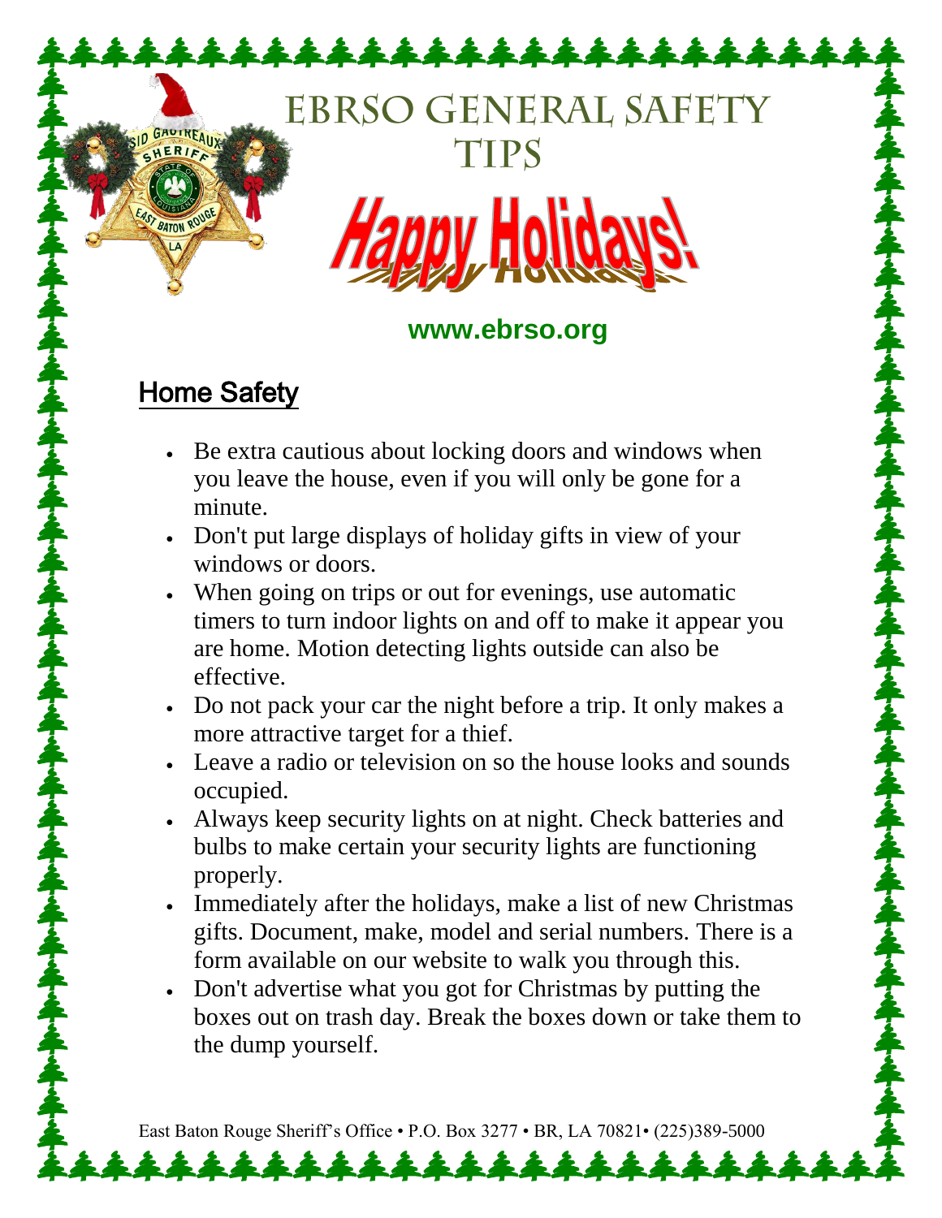# EBRSO General Safety Tips

## Happy Holidays!

www.ebrso.org

## Home Safety

- Be extra cautious about locking doors and windows when you leave the house, even if you will only be gone for a minute.
- Don't put large displays of holiday gifts in view of your windows or doors.
- When going on trips or out for evenings, use automatic timers to turn indoor lights on and off to make it appear you are home. Motion detecting lights outside can also be effective.
- Do not pack your car the night before a trip. It only makes a more attractive target for a thief.
- Leave a radio or television on so the house looks and sounds occupied.
- Always keep security lights on at night. Check batteries and bulbs to make certain your security lights are functioning properly.
- Immediately after the holidays, make a list of new Christmas gifts. Document, make, model and serial numbers. There is a form available on our website to walk you through this.
- Don't advertise what you got for Christmas by putting the boxes out on trash day. Break the boxes down or take them to the dump yourself.

East Baton Rouge Sheriff's Office • P.O. Box 3277 • BR, LA 70821• (225)389-5000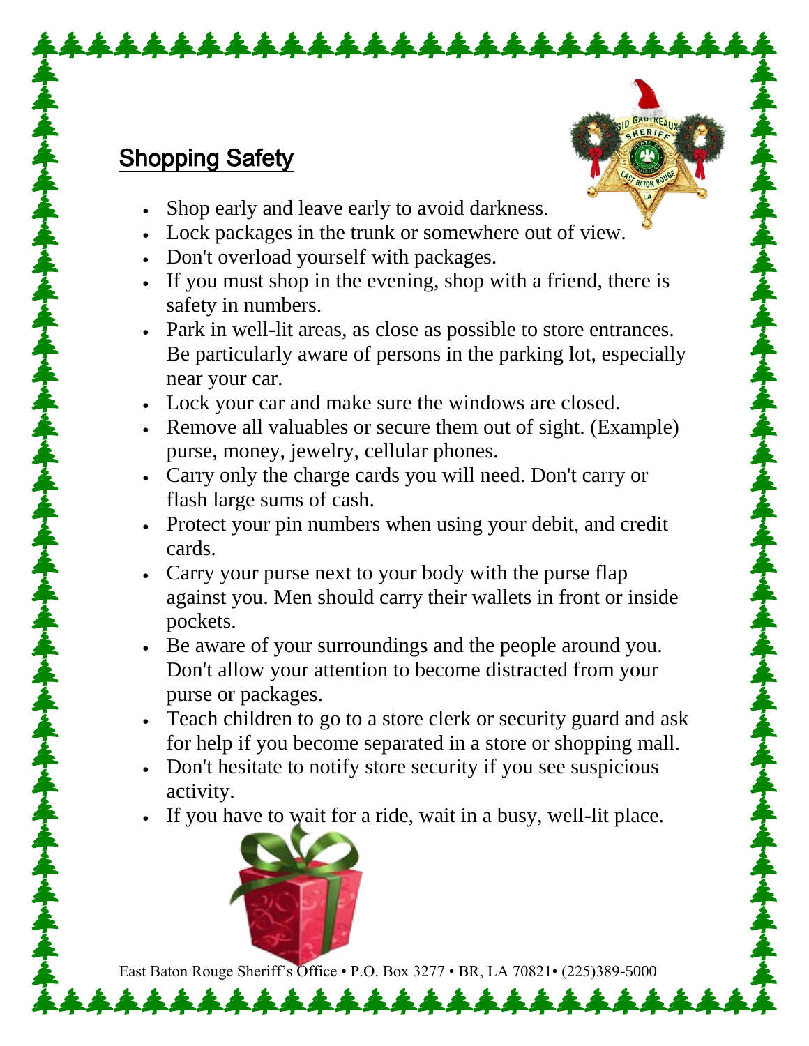## Shopping Safety

- Shop early and leave early to avoid darkness.
- Lock packages in the trunk or somewhere out of view.
- Don't overload yourself with packages.
- If you must shop in the evening, shop with a friend, there is safety in numbers.
- Park in well-lit areas, as close as possible to store entrances. Be particularly aware of persons in the parking lot, especially near your car.
- Lock your car and make sure the windows are closed.
- Remove all valuables or secure them out of sight. (Example) purse, money, jewelry, cellular phones.
- Carry only the charge cards you will need. Don't carry or flash large sums of cash.
- Protect your pin numbers when using your debit, and credit cards.
- Carry your purse next to your body with the purse flap against you. Men should carry their wallets in front or inside pockets.
- Be aware of your surroundings and the people around you. Don't allow your attention to become distracted from your purse or packages.
- Teach children to go to a store clerk or security guard and ask for help if you become separated in a store or shopping mall.
- Don't hesitate to notify store security if you see suspicious activity.
- If you have to wait for a ride, wait in a busy, well-lit place.

East Baton Rouge Sheriff's Office • P.O. Box 3277 • BR, LA 70821• (225)389-5000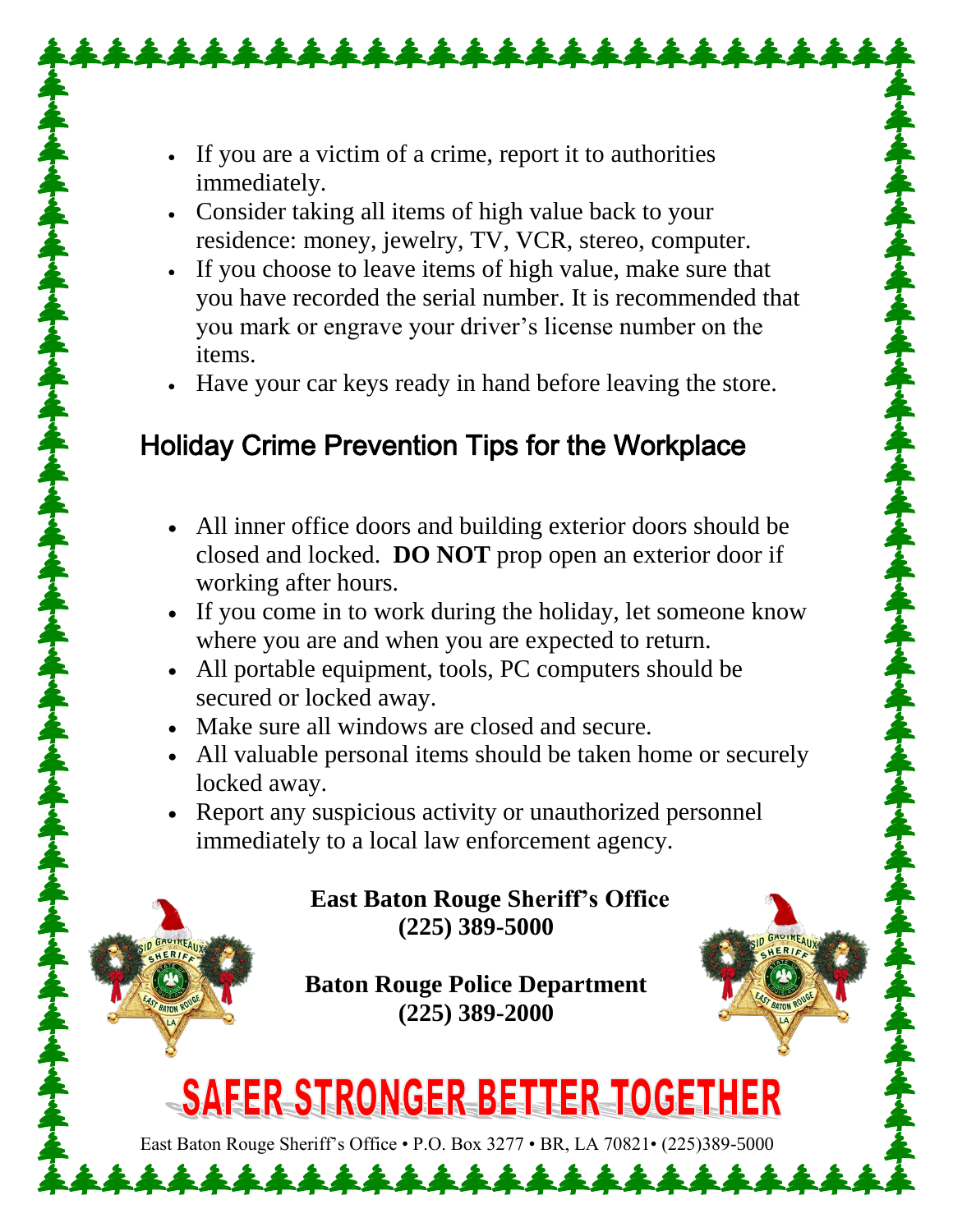- If you are a victim of a crime, report it to authorities immediately.
- Consider taking all items of high value back to your residence: money, jewelry, TV, VCR, stereo, computer.
- If you choose to leave items of high value, make sure that you have recorded the serial number. It is recommended that you mark or engrave your driver's license number on the items.
- Have your car keys ready in hand before leaving the store.

## Holiday Crime Prevention Tips for the Workplace

- All inner office doors and building exterior doors should be closed and locked. **DO NOT** prop open an exterior door if working after hours.
- If you come in to work during the holiday, let someone know where you are and when you are expected to return.
- All portable equipment, tools, PC computers should be secured or locked away.
- Make sure all windows are closed and secure.
- All valuable personal items should be taken home or securely locked away.
- Report any suspicious activity or unauthorized personnel immediately to a local law enforcement agency.

**East Baton Rouge Sheriff's Office**
**(225) 389-5000**

**Baton Rouge Police Department**
**(225) 389-2000**

**SAFER STRONGER BETTER TOGETHER**

East Baton Rouge Sheriff's Office • P.O. Box 3277 • BR, LA 70821• (225)389-5000